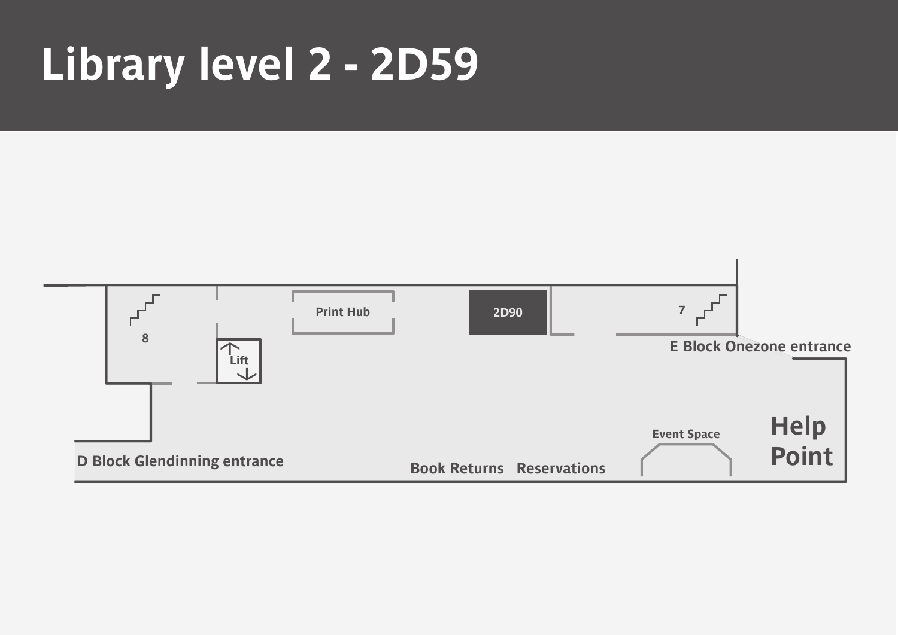# Library level 2 - 2D59

8

Lift

Print Hub

2D90

7

E Block Onezone entrance

Event Space

Help Point

D Block Glendinning entrance

Book Returns

Reservations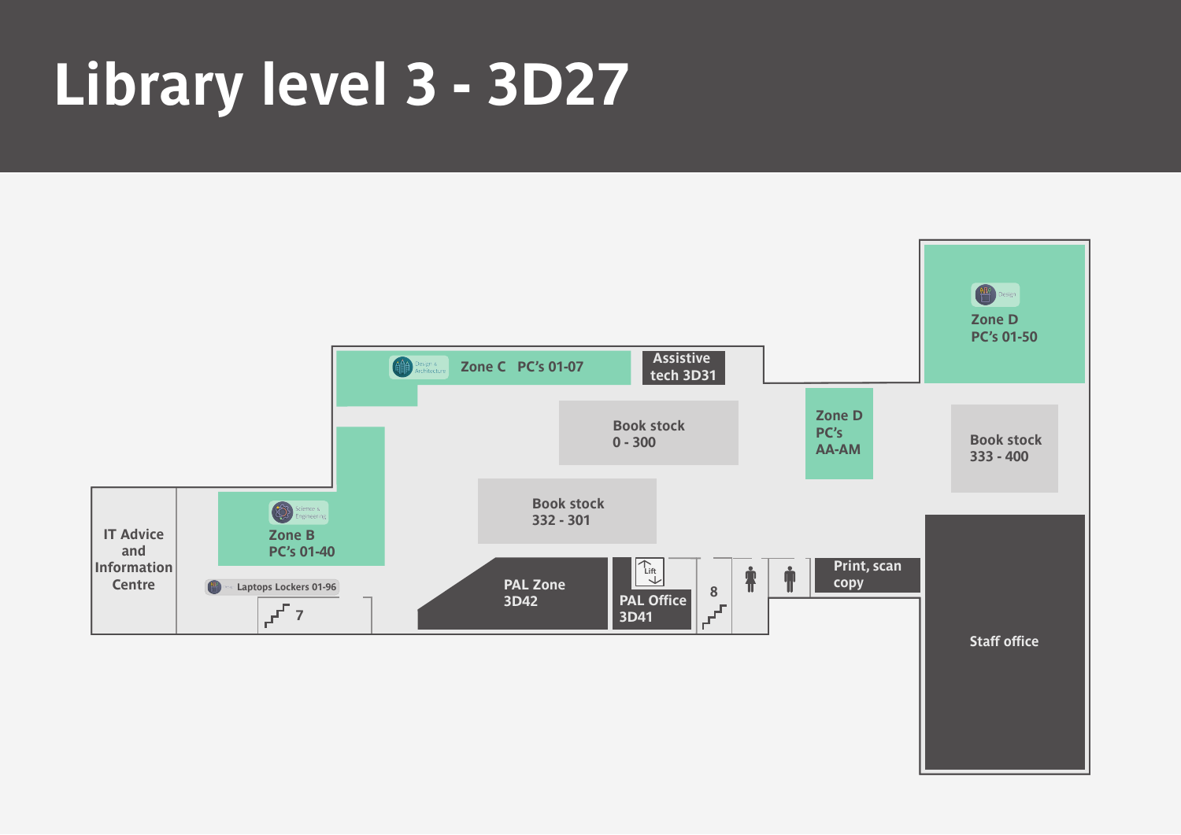# Library level 3 - 3D27

Zone C PC's 01-07

Assistive tech 3D31

Zone D PC's 01-50

Book stock 0 - 300

Zone D PC's AA-AM

Book stock 333 - 400

Book stock 332 - 301

IT Advice and Information Centre

Zone B PC's 01-40

Laptops Lockers 01-96

7

PAL Zone 3D42

Lift

PAL Office 3D41

8

Print, scan copy

Staff office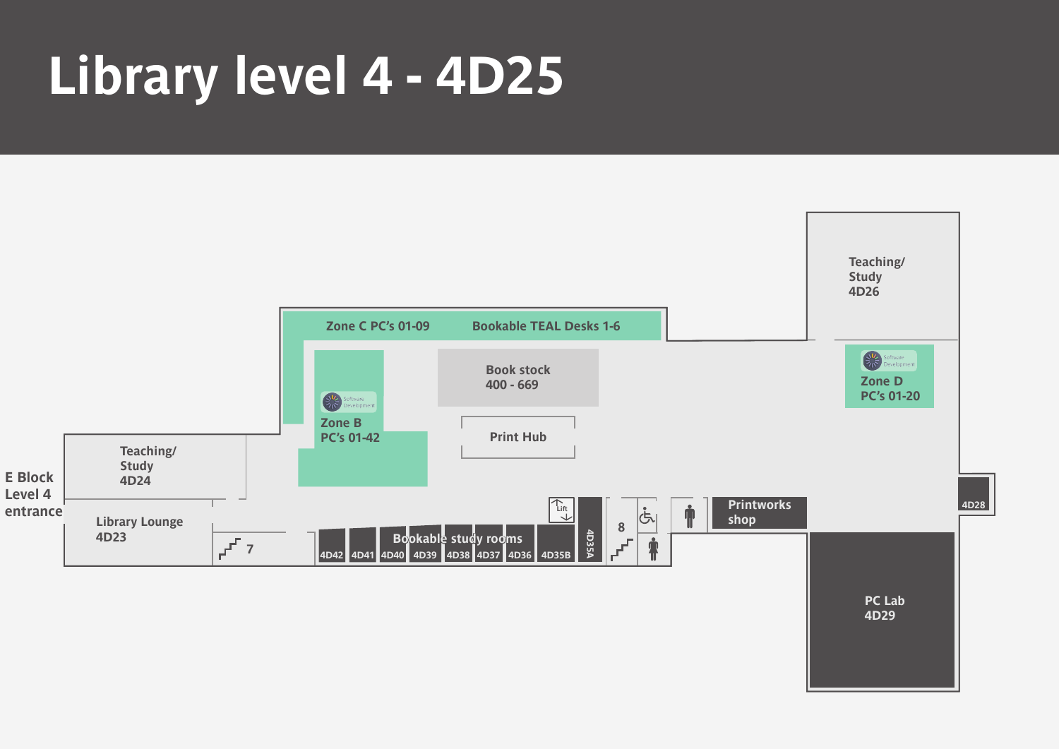# Library level 4 - 4D25

Zone C PC's 01-09

Bookable TEAL Desks 1-6

Teaching/ Study 4D26

Book stock 400 - 669

Software Development

Zone B PC's 01-42

Zone D PC's 01-20

Print Hub

Teaching/ Study 4D24

E Block Level 4 entrance

Library Lounge 4D23

Lift

7

Bookable study rooms

4D42 | 4D41 | 4D40 | 4D39 | 4D38 | 4D37 | 4D36 | 4D35B

4D35A

8

Printworks shop

4D28

PC Lab 4D29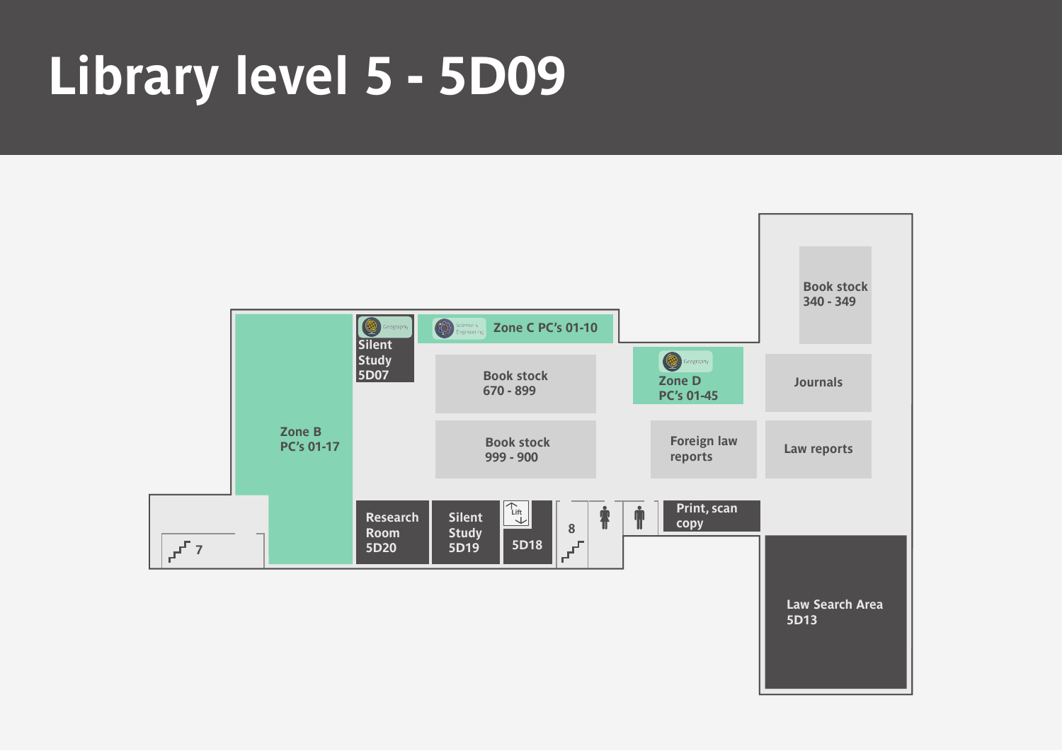# Library level 5 - 5D09

Book stock 340 - 349

Silent Study 5D07

Zone C PC's 01-10

Book stock 670 - 899

Zone D PC's 01-45

Journals

Zone B PC's 01-17

Book stock 999 - 900

Foreign law reports

Law reports

Research Room 5D20

Silent Study 5D19

Lift

5D18

8

Print, scan copy

7

Law Search Area 5D13